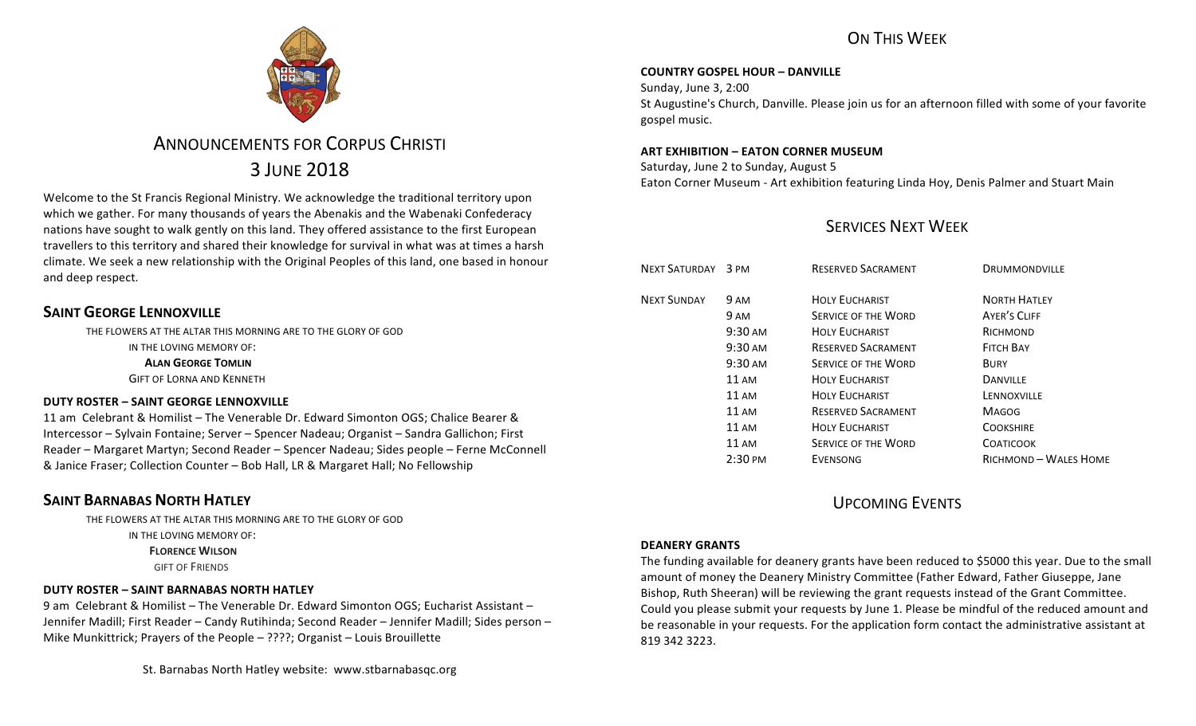# Announcements for Corpus Christi

## 3 June 2018

Welcome to the St Francis Regional Ministry. We acknowledge the traditional territory upon which we gather. For many thousands of years the Abenakis and the Wabenaki Confederacy nations have sought to walk gently on this land. They offered assistance to the first European travellers to this territory and shared their knowledge for survival in what was at times a harsh climate. We seek a new relationship with the Original Peoples of this land, one based in honour and deep respect.

## Saint George Lennoxville

THE FLOWERS AT THE ALTAR THIS MORNING ARE TO THE GLORY OF GOD

IN THE LOVING MEMORY OF:

**ALAN GEORGE TOMLIN**

GIFT OF LORNA AND KENNETH

### DUTY ROSTER – SAINT GEORGE LENNOXVILLE

11 am Celebrant & Homilist – The Venerable Dr. Edward Simonton OGS; Chalice Bearer & Intercessor – Sylvain Fontaine; Server – Spencer Nadeau; Organist – Sandra Gallichon; First Reader – Margaret Martyn; Second Reader – Spencer Nadeau; Sides people – Ferne McConnell & Janice Fraser; Collection Counter – Bob Hall, LR & Margaret Hall; No Fellowship

## Saint Barnabas North Hatley

THE FLOWERS AT THE ALTAR THIS MORNING ARE TO THE GLORY OF GOD

IN THE LOVING MEMORY OF:

**FLORENCE WILSON**

GIFT OF FRIENDS

### DUTY ROSTER – SAINT BARNABAS NORTH HATLEY

9 am Celebrant & Homilist – The Venerable Dr. Edward Simonton OGS; Eucharist Assistant – Jennifer Madill; First Reader – Candy Rutihinda; Second Reader – Jennifer Madill; Sides person – Mike Munkittrick; Prayers of the People – ????; Organist – Louis Brouillette

St. Barnabas North Hatley website: www.stbarnabasqc.org

## On This Week

### COUNTRY GOSPEL HOUR – DANVILLE

Sunday, June 3, 2:00

St Augustine's Church, Danville. Please join us for an afternoon filled with some of your favorite gospel music.

### ART EXHIBITION – EATON CORNER MUSEUM

Saturday, June 2 to Sunday, August 5

Eaton Corner Museum - Art exhibition featuring Linda Hoy, Denis Palmer and Stuart Main

## Services Next Week

| | | | |
|---|---|---|---|
| NEXT SATURDAY | 3 PM | RESERVED SACRAMENT | DRUMMONDVILLE |
| NEXT SUNDAY | 9 AM | HOLY EUCHARIST | NORTH HATLEY |
| | 9 AM | SERVICE OF THE WORD | AYER'S CLIFF |
| | 9:30 AM | HOLY EUCHARIST | RICHMOND |
| | 9:30 AM | RESERVED SACRAMENT | FITCH BAY |
| | 9:30 AM | SERVICE OF THE WORD | BURY |
| | 11 AM | HOLY EUCHARIST | DANVILLE |
| | 11 AM | HOLY EUCHARIST | LENNOXVILLE |
| | 11 AM | RESERVED SACRAMENT | MAGOG |
| | 11 AM | HOLY EUCHARIST | COOKSHIRE |
| | 11 AM | SERVICE OF THE WORD | COATICOOK |
| | 2:30 PM | EVENSONG | RICHMOND – WALES HOME |

## Upcoming Events

### DEANERY GRANTS

The funding available for deanery grants have been reduced to $5000 this year. Due to the small amount of money the Deanery Ministry Committee (Father Edward, Father Giuseppe, Jane Bishop, Ruth Sheeran) will be reviewing the grant requests instead of the Grant Committee. Could you please submit your requests by June 1. Please be mindful of the reduced amount and be reasonable in your requests. For the application form contact the administrative assistant at 819 342 3223.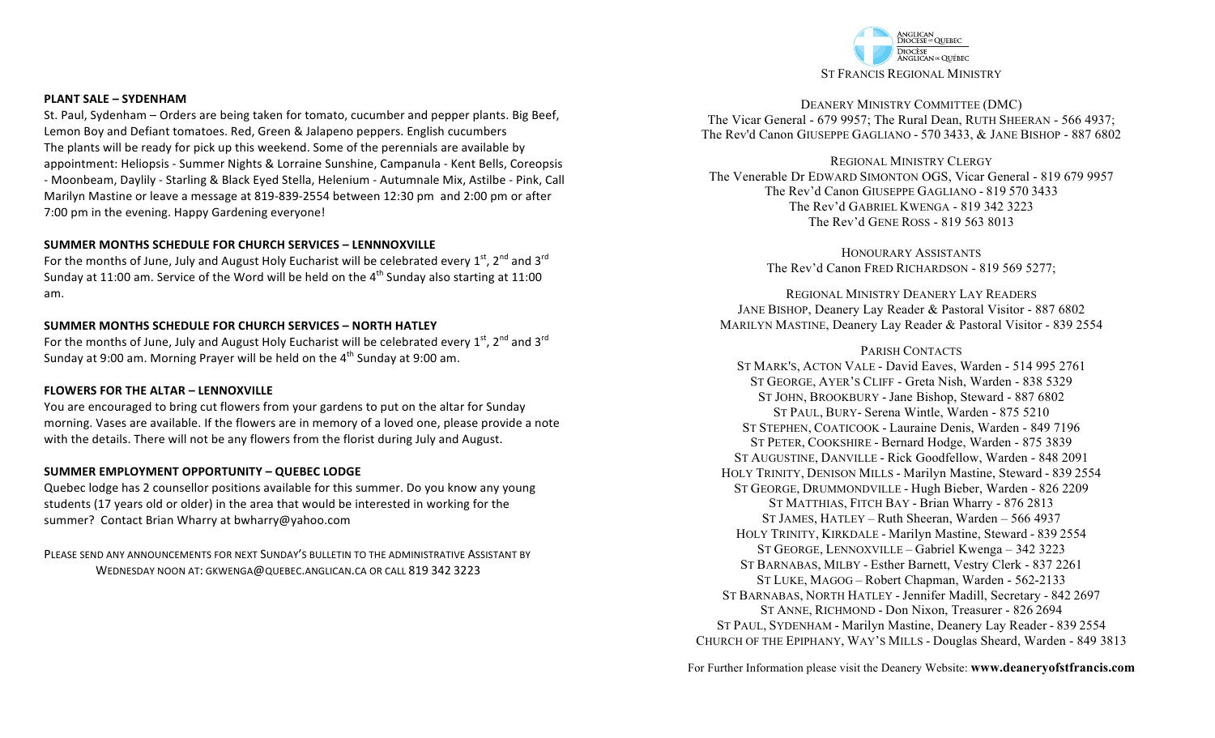**PLANT SALE – SYDENHAM**

St. Paul, Sydenham – Orders are being taken for tomato, cucumber and pepper plants. Big Beef, Lemon Boy and Defiant tomatoes. Red, Green & Jalapeno peppers. English cucumbers

The plants will be ready for pick up this weekend. Some of the perennials are available by appointment: Heliopsis - Summer Nights & Lorraine Sunshine, Campanula - Kent Bells, Coreopsis - Moonbeam, Daylily - Starling & Black Eyed Stella, Helenium - Autumnale Mix, Astilbe - Pink, Call Marilyn Mastine or leave a message at 819-839-2554 between 12:30 pm and 2:00 pm or after 7:00 pm in the evening. Happy Gardening everyone!

**SUMMER MONTHS SCHEDULE FOR CHURCH SERVICES – LENNNOXVILLE**

For the months of June, July and August Holy Eucharist will be celebrated every 1st, 2nd and 3rd Sunday at 11:00 am. Service of the Word will be held on the 4th Sunday also starting at 11:00 am.

**SUMMER MONTHS SCHEDULE FOR CHURCH SERVICES – NORTH HATLEY**

For the months of June, July and August Holy Eucharist will be celebrated every 1st, 2nd and 3rd Sunday at 9:00 am. Morning Prayer will be held on the 4th Sunday at 9:00 am.

**FLOWERS FOR THE ALTAR – LENNOXVILLE**

You are encouraged to bring cut flowers from your gardens to put on the altar for Sunday morning. Vases are available. If the flowers are in memory of a loved one, please provide a note with the details. There will not be any flowers from the florist during July and August.

**SUMMER EMPLOYMENT OPPORTUNITY – QUEBEC LODGE**

Quebec lodge has 2 counsellor positions available for this summer. Do you know any young students (17 years old or older) in the area that would be interested in working for the summer? Contact Brian Wharry at bwharry@yahoo.com

PLEASE SEND ANY ANNOUNCEMENTS FOR NEXT SUNDAY'S BULLETIN TO THE ADMINISTRATIVE ASSISTANT BY WEDNESDAY NOON AT: GKWENGA@QUEBEC.ANGLICAN.CA OR CALL 819 342 3223

Anglican Diocese of Quebec
Diocèse Anglican de Québec

ST FRANCIS REGIONAL MINISTRY

DEANERY MINISTRY COMMITTEE (DMC)
The Vicar General - 679 9957; The Rural Dean, RUTH SHEERAN - 566 4937;
The Rev'd Canon GIUSEPPE GAGLIANO - 570 3433, & JANE BISHOP - 887 6802

REGIONAL MINISTRY CLERGY
The Venerable Dr EDWARD SIMONTON OGS, Vicar General - 819 679 9957
The Rev'd Canon GIUSEPPE GAGLIANO - 819 570 3433
The Rev'd GABRIEL KWENGA - 819 342 3223
The Rev'd GENE ROSS - 819 563 8013

HONOURARY ASSISTANTS
The Rev'd Canon FRED RICHARDSON - 819 569 5277;

REGIONAL MINISTRY DEANERY LAY READERS
JANE BISHOP, Deanery Lay Reader & Pastoral Visitor - 887 6802
MARILYN MASTINE, Deanery Lay Reader & Pastoral Visitor - 839 2554

PARISH CONTACTS
ST MARK'S, ACTON VALE - David Eaves, Warden - 514 995 2761
ST GEORGE, AYER'S CLIFF - Greta Nish, Warden - 838 5329
ST JOHN, BROOKBURY - Jane Bishop, Steward - 887 6802
ST PAUL, BURY- Serena Wintle, Warden - 875 5210
ST STEPHEN, COATICOOK - Lauraine Denis, Warden - 849 7196
ST PETER, COOKSHIRE - Bernard Hodge, Warden - 875 3839
ST AUGUSTINE, DANVILLE - Rick Goodfellow, Warden - 848 2091
HOLY TRINITY, DENISON MILLS - Marilyn Mastine, Steward - 839 2554
ST GEORGE, DRUMMONDVILLE - Hugh Bieber, Warden - 826 2209
ST MATTHIAS, FITCH BAY - Brian Wharry - 876 2813
ST JAMES, HATLEY – Ruth Sheeran, Warden – 566 4937
HOLY TRINITY, KIRKDALE - Marilyn Mastine, Steward - 839 2554
ST GEORGE, LENNOXVILLE – Gabriel Kwenga – 342 3223
ST BARNABAS, MILBY - Esther Barnett, Vestry Clerk - 837 2261
ST LUKE, MAGOG – Robert Chapman, Warden - 562-2133
ST BARNABAS, NORTH HATLEY - Jennifer Madill, Secretary - 842 2697
ST ANNE, RICHMOND - Don Nixon, Treasurer - 826 2694
ST PAUL, SYDENHAM - Marilyn Mastine, Deanery Lay Reader - 839 2554
CHURCH OF THE EPIPHANY, WAY'S MILLS - Douglas Sheard, Warden - 849 3813

For Further Information please visit the Deanery Website: **www.deaneryofstfrancis.com**